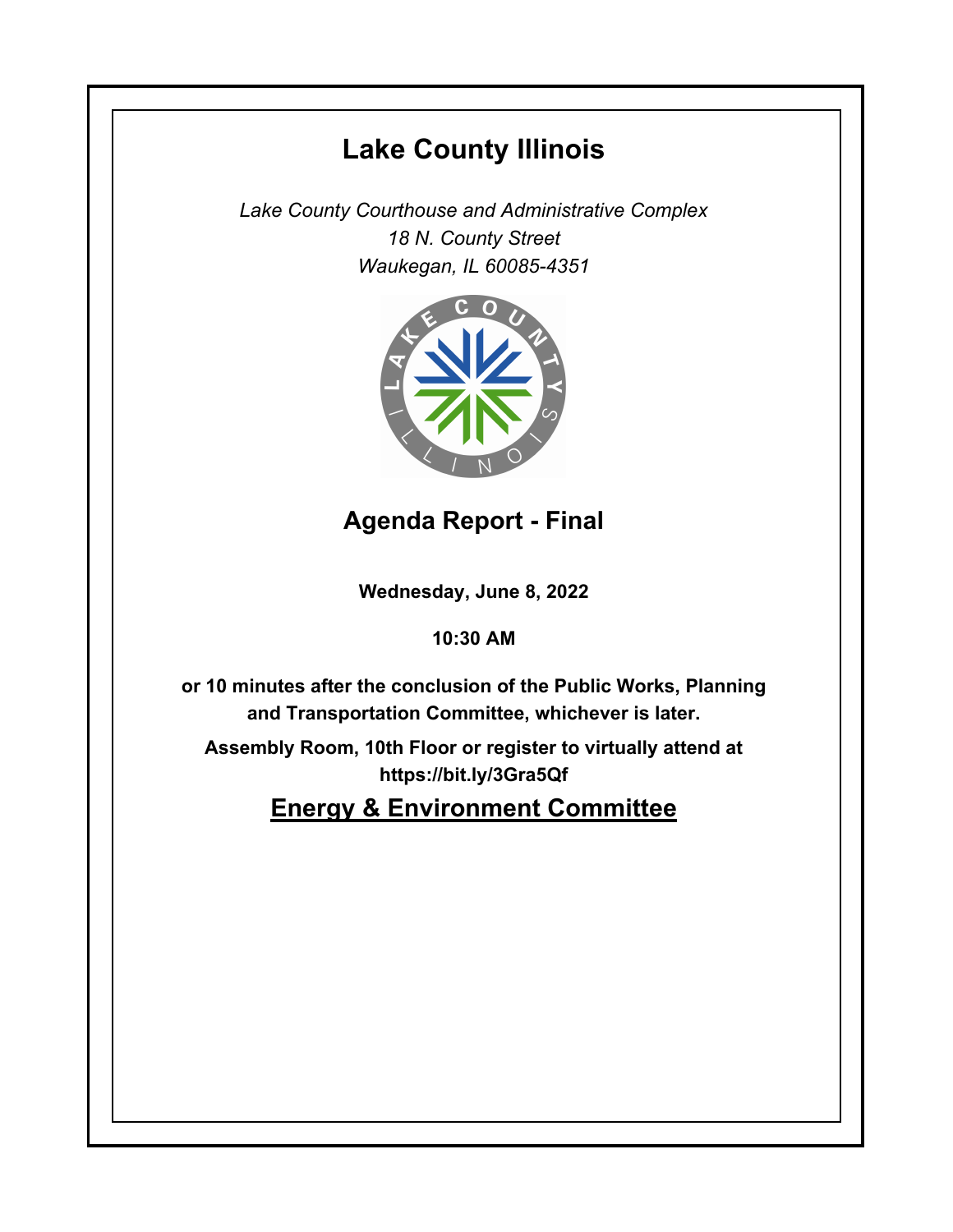# Lake County Illinois

*Lake County Courthouse and Administrative Complex*
*18 N. County Street*
*Waukegan, IL 60085-4351*

## Agenda Report - Final

**Wednesday, June 8, 2022**

**10:30 AM**

**or 10 minutes after the conclusion of the Public Works, Planning and Transportation Committee, whichever is later.**

**Assembly Room, 10th Floor or register to virtually attend at https://bit.ly/3Gra5Qf**

## Energy & Environment Committee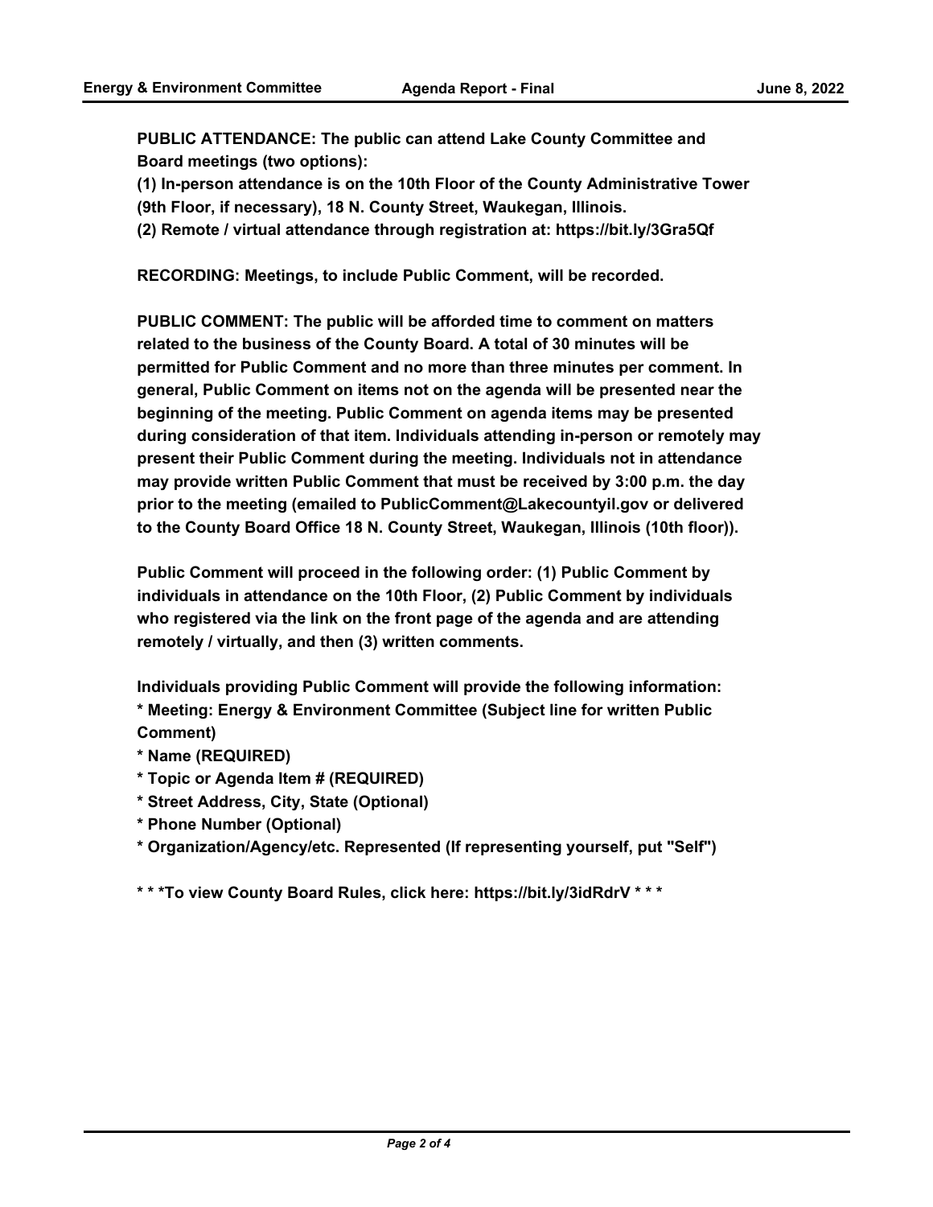**PUBLIC ATTENDANCE: The public can attend Lake County Committee and Board meetings (two options):**

**(1) In-person attendance is on the 10th Floor of the County Administrative Tower (9th Floor, if necessary), 18 N. County Street, Waukegan, Illinois.**

**(2) Remote / virtual attendance through registration at: https://bit.ly/3Gra5Qf**

**RECORDING: Meetings, to include Public Comment, will be recorded.**

**PUBLIC COMMENT: The public will be afforded time to comment on matters related to the business of the County Board. A total of 30 minutes will be permitted for Public Comment and no more than three minutes per comment. In general, Public Comment on items not on the agenda will be presented near the beginning of the meeting. Public Comment on agenda items may be presented during consideration of that item. Individuals attending in-person or remotely may present their Public Comment during the meeting. Individuals not in attendance may provide written Public Comment that must be received by 3:00 p.m. the day prior to the meeting (emailed to PublicComment@Lakecountyil.gov or delivered to the County Board Office 18 N. County Street, Waukegan, Illinois (10th floor)).**

**Public Comment will proceed in the following order: (1) Public Comment by individuals in attendance on the 10th Floor, (2) Public Comment by individuals who registered via the link on the front page of the agenda and are attending remotely / virtually, and then (3) written comments.**

**Individuals providing Public Comment will provide the following information:**

**\* Meeting: Energy & Environment Committee (Subject line for written Public Comment)**

**\* Name (REQUIRED)**

**\* Topic or Agenda Item # (REQUIRED)**

**\* Street Address, City, State (Optional)**

**\* Phone Number (Optional)**

**\* Organization/Agency/etc. Represented (If representing yourself, put "Self")**

**\* \* \*To view County Board Rules, click here: https://bit.ly/3idRdrV \* \* \***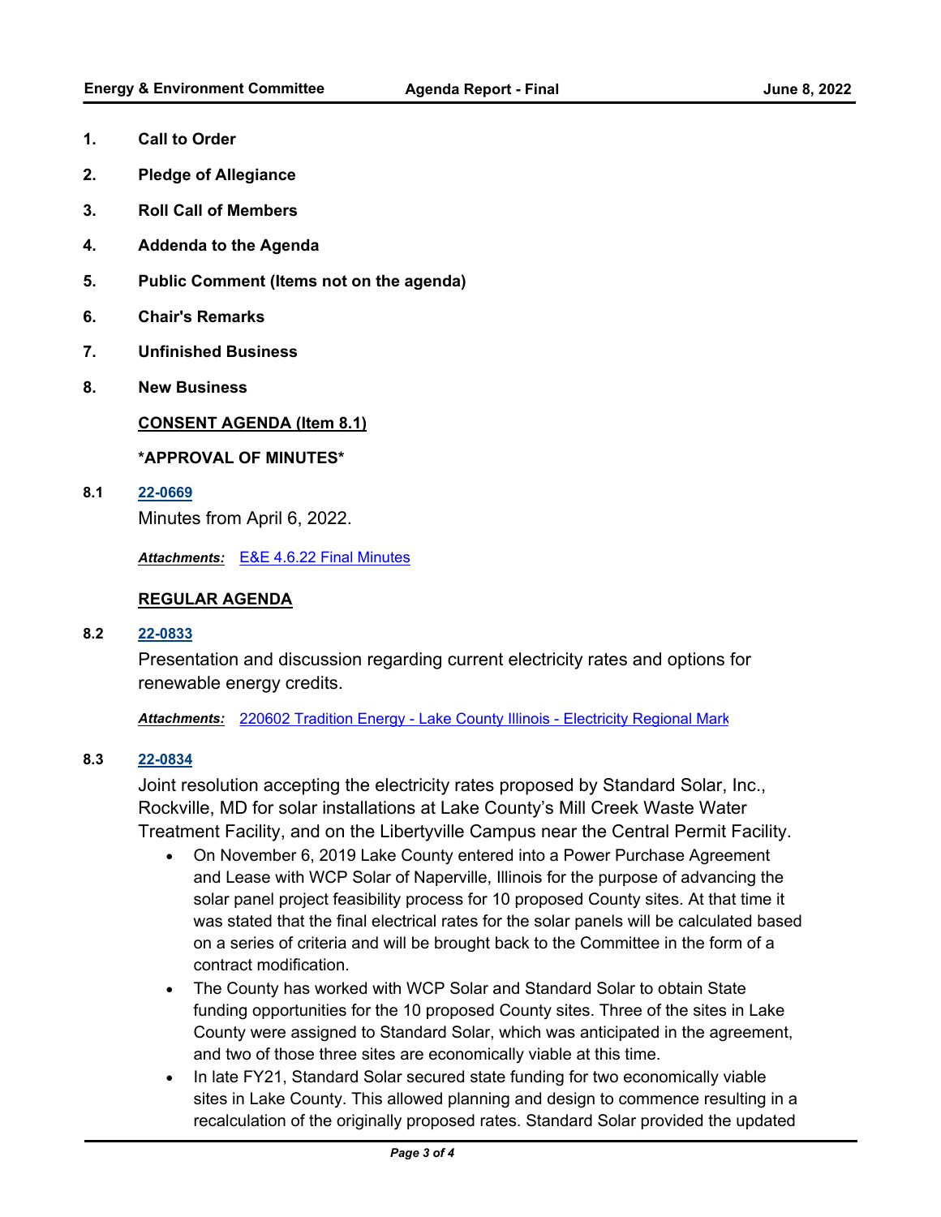1. **Call to Order**
2. **Pledge of Allegiance**
3. **Roll Call of Members**
4. **Addenda to the Agenda**
5. **Public Comment (Items not on the agenda)**
6. **Chair's Remarks**
7. **Unfinished Business**
8. **New Business**

**CONSENT AGENDA (Item 8.1)**

***APPROVAL OF MINUTES***

**8.1** **22-0669**

Minutes from April 6, 2022.

***Attachments:*** E&E 4.6.22 Final Minutes

**REGULAR AGENDA**

**8.2** **22-0833**

Presentation and discussion regarding current electricity rates and options for renewable energy credits.

***Attachments:*** 220602 Tradition Energy - Lake County Illinois - Electricity Regional Mark

**8.3** **22-0834**

Joint resolution accepting the electricity rates proposed by Standard Solar, Inc., Rockville, MD for solar installations at Lake County's Mill Creek Waste Water Treatment Facility, and on the Libertyville Campus near the Central Permit Facility.

- On November 6, 2019 Lake County entered into a Power Purchase Agreement and Lease with WCP Solar of Naperville, Illinois for the purpose of advancing the solar panel project feasibility process for 10 proposed County sites. At that time it was stated that the final electrical rates for the solar panels will be calculated based on a series of criteria and will be brought back to the Committee in the form of a contract modification.
- The County has worked with WCP Solar and Standard Solar to obtain State funding opportunities for the 10 proposed County sites. Three of the sites in Lake County were assigned to Standard Solar, which was anticipated in the agreement, and two of those three sites are economically viable at this time.
- In late FY21, Standard Solar secured state funding for two economically viable sites in Lake County. This allowed planning and design to commence resulting in a recalculation of the originally proposed rates. Standard Solar provided the updated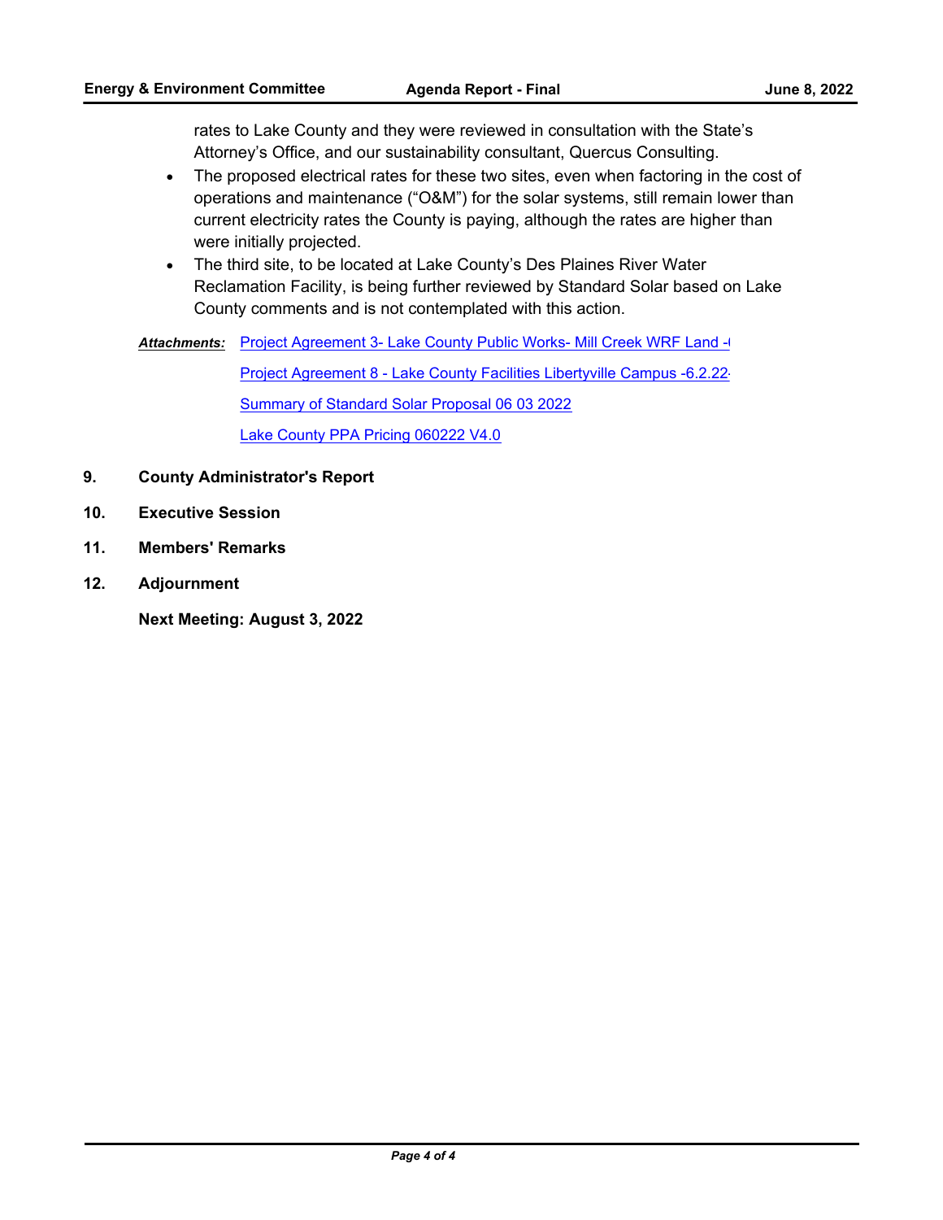rates to Lake County and they were reviewed in consultation with the State's Attorney's Office, and our sustainability consultant, Quercus Consulting.

- The proposed electrical rates for these two sites, even when factoring in the cost of operations and maintenance ("O&M") for the solar systems, still remain lower than current electricity rates the County is paying, although the rates are higher than were initially projected.
- The third site, to be located at Lake County's Des Plaines River Water Reclamation Facility, is being further reviewed by Standard Solar based on Lake County comments and is not contemplated with this action.

***Attachments:*** Project Agreement 3- Lake County Public Works- Mill Creek WRF Land -(

Project Agreement 8 - Lake County Facilities Libertyville Campus -6.2.22-

Summary of Standard Solar Proposal 06 03 2022

Lake County PPA Pricing 060222 V4.0

**9. County Administrator's Report**

**10. Executive Session**

**11. Members' Remarks**

**12. Adjournment**

**Next Meeting: August 3, 2022**